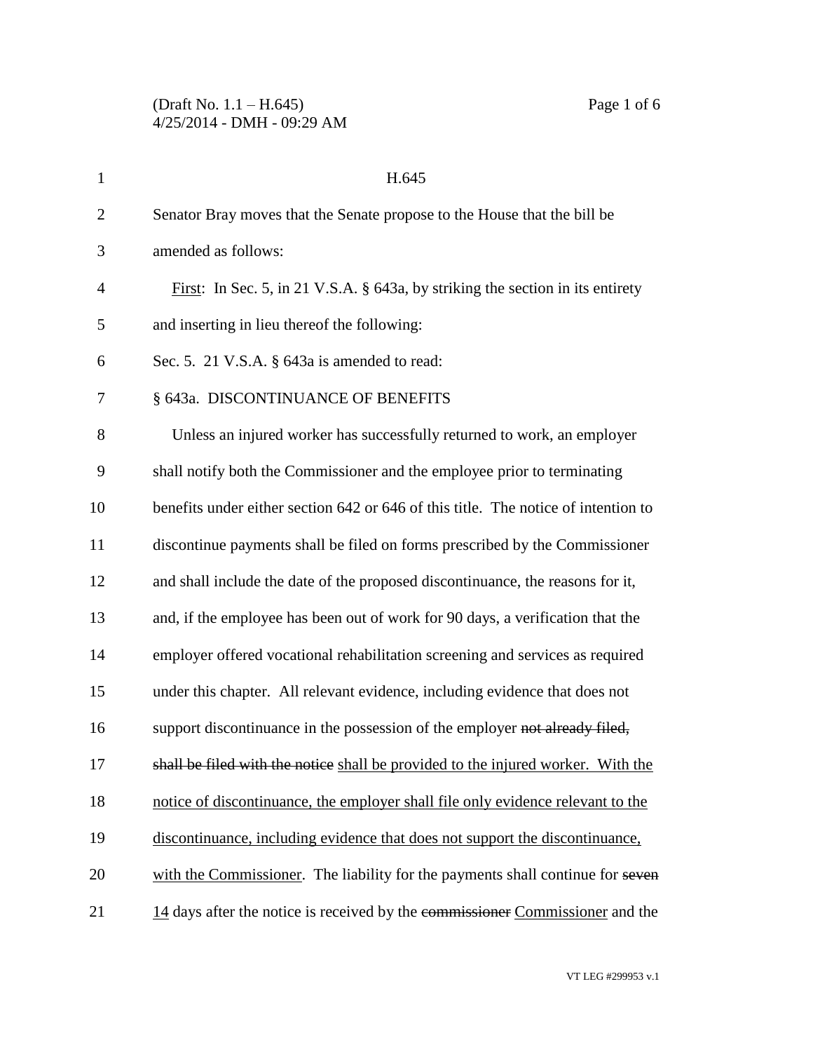H.645

Senator Bray moves that the Senate propose to the House that the bill be amended as follows:

First: In Sec. 5, in 21 V.S.A. § 643a, by striking the section in its entirety and inserting in lieu thereof the following:

Sec. 5. 21 V.S.A. § 643a is amended to read:

§ 643a. DISCONTINUANCE OF BENEFITS

Unless an injured worker has successfully returned to work, an employer shall notify both the Commissioner and the employee prior to terminating benefits under either section 642 or 646 of this title. The notice of intention to discontinue payments shall be filed on forms prescribed by the Commissioner and shall include the date of the proposed discontinuance, the reasons for it, and, if the employee has been out of work for 90 days, a verification that the employer offered vocational rehabilitation screening and services as required under this chapter. All relevant evidence, including evidence that does not support discontinuance in the possession of the employer ~~not already filed, shall be filed with the notice~~ shall be provided to the injured worker. With the notice of discontinuance, the employer shall file only evidence relevant to the discontinuance, including evidence that does not support the discontinuance, with the Commissioner. The liability for the payments shall continue for ~~seven~~ 14 days after the notice is received by the ~~commissioner~~ Commissioner and the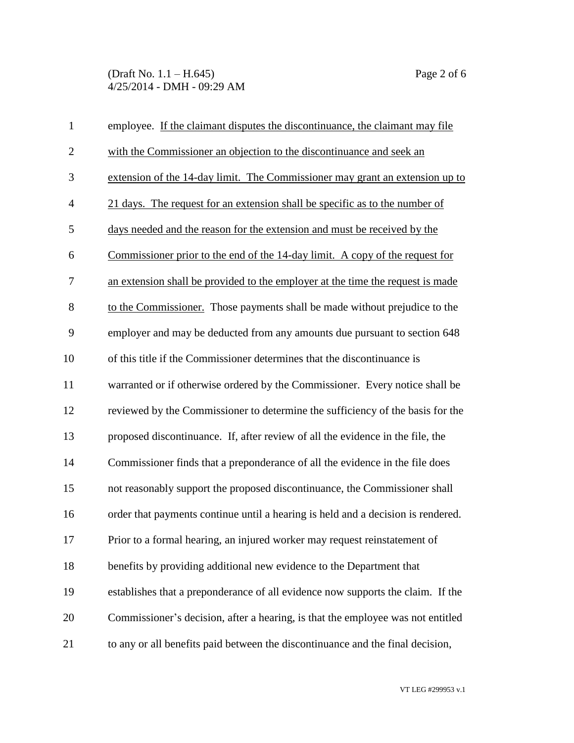employee. <u>If the claimant disputes the discontinuance, the claimant may file with the Commissioner an objection to the discontinuance and seek an extension of the 14-day limit. The Commissioner may grant an extension up to 21 days. The request for an extension shall be specific as to the number of days needed and the reason for the extension and must be received by the Commissioner prior to the end of the 14-day limit. A copy of the request for an extension shall be provided to the employer at the time the request is made to the Commissioner.</u> Those payments shall be made without prejudice to the employer and may be deducted from any amounts due pursuant to section 648 of this title if the Commissioner determines that the discontinuance is warranted or if otherwise ordered by the Commissioner. Every notice shall be reviewed by the Commissioner to determine the sufficiency of the basis for the proposed discontinuance. If, after review of all the evidence in the file, the Commissioner finds that a preponderance of all the evidence in the file does not reasonably support the proposed discontinuance, the Commissioner shall order that payments continue until a hearing is held and a decision is rendered. Prior to a formal hearing, an injured worker may request reinstatement of benefits by providing additional new evidence to the Department that establishes that a preponderance of all evidence now supports the claim. If the Commissioner's decision, after a hearing, is that the employee was not entitled to any or all benefits paid between the discontinuance and the final decision,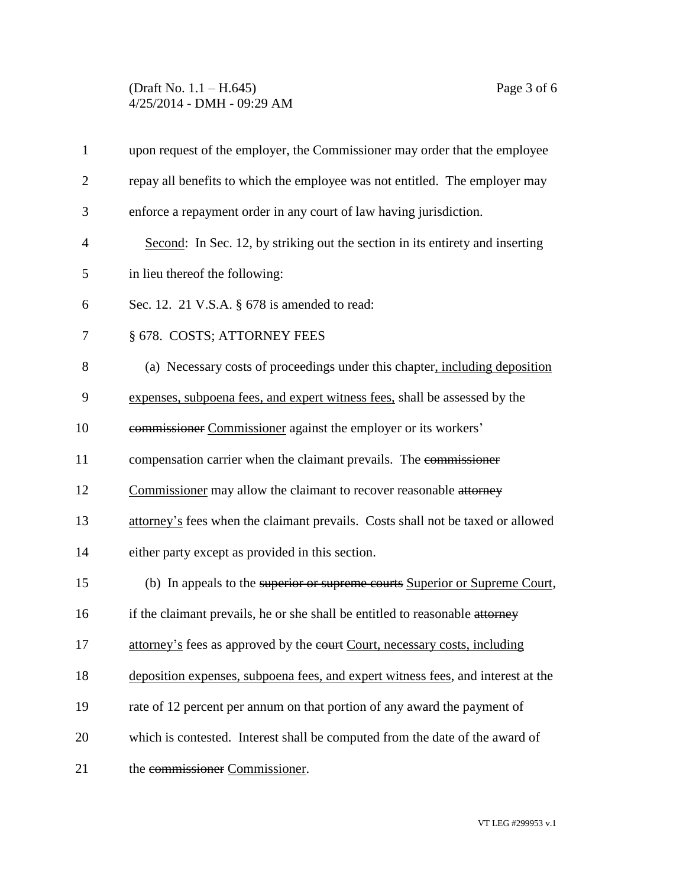upon request of the employer, the Commissioner may order that the employee repay all benefits to which the employee was not entitled. The employer may enforce a repayment order in any court of law having jurisdiction.

Second: In Sec. 12, by striking out the section in its entirety and inserting in lieu thereof the following:

Sec. 12. 21 V.S.A. § 678 is amended to read:

§ 678. COSTS; ATTORNEY FEES

(a) Necessary costs of proceedings under this chapter, including deposition expenses, subpoena fees, and expert witness fees, shall be assessed by the ~~commissioner~~ Commissioner against the employer or its workers' compensation carrier when the claimant prevails. The ~~commissioner~~ Commissioner may allow the claimant to recover reasonable ~~attorney~~ attorney's fees when the claimant prevails. Costs shall not be taxed or allowed either party except as provided in this section.

(b) In appeals to the ~~superior or supreme courts~~ Superior or Supreme Court, if the claimant prevails, he or she shall be entitled to reasonable ~~attorney~~ attorney's fees as approved by the ~~court~~ Court, necessary costs, including deposition expenses, subpoena fees, and expert witness fees, and interest at the rate of 12 percent per annum on that portion of any award the payment of which is contested. Interest shall be computed from the date of the award of the ~~commissioner~~ Commissioner.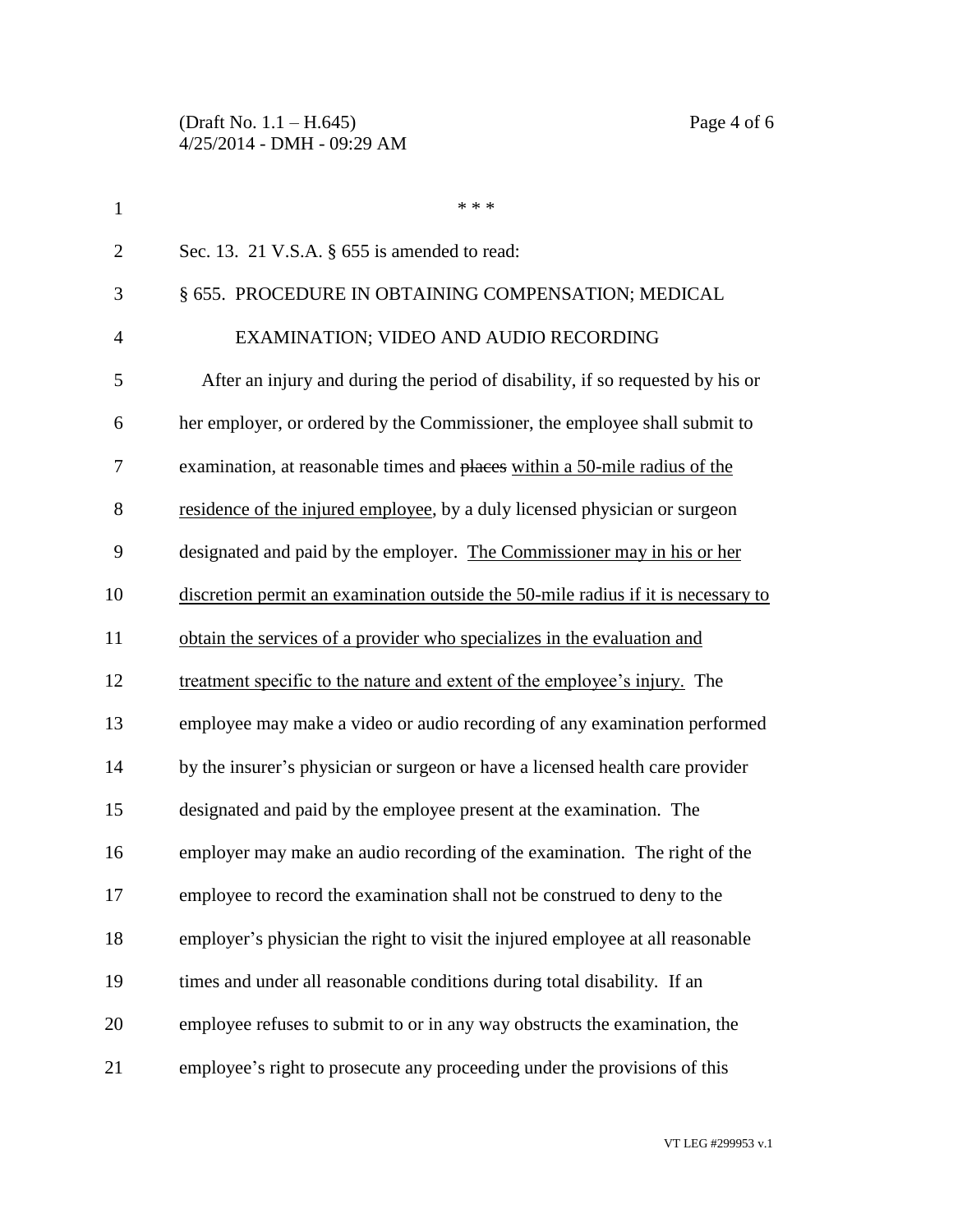\* \* \*

Sec. 13. 21 V.S.A. § 655 is amended to read:

§ 655. PROCEDURE IN OBTAINING COMPENSATION; MEDICAL EXAMINATION; VIDEO AND AUDIO RECORDING

After an injury and during the period of disability, if so requested by his or her employer, or ordered by the Commissioner, the employee shall submit to examination, at reasonable times and ~~places~~ <u>within a 50-mile radius of the residence of the injured employee</u>, by a duly licensed physician or surgeon designated and paid by the employer. <u>The Commissioner may in his or her discretion permit an examination outside the 50-mile radius if it is necessary to obtain the services of a provider who specializes in the evaluation and treatment specific to the nature and extent of the employee's injury.</u> The employee may make a video or audio recording of any examination performed by the insurer's physician or surgeon or have a licensed health care provider designated and paid by the employee present at the examination. The employer may make an audio recording of the examination. The right of the employee to record the examination shall not be construed to deny to the employer's physician the right to visit the injured employee at all reasonable times and under all reasonable conditions during total disability. If an employee refuses to submit to or in any way obstructs the examination, the employee's right to prosecute any proceeding under the provisions of this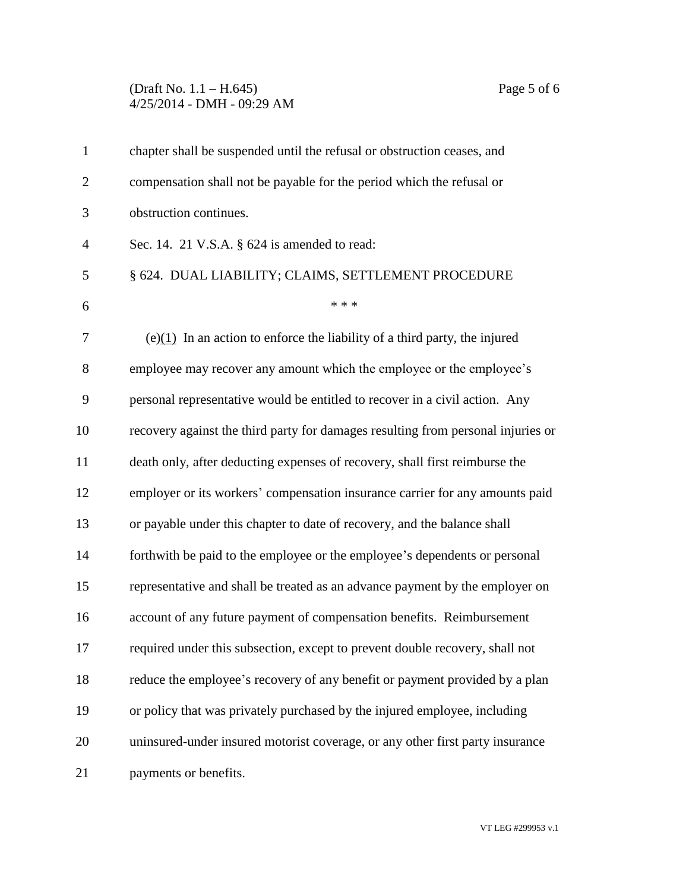chapter shall be suspended until the refusal or obstruction ceases, and compensation shall not be payable for the period which the refusal or obstruction continues.

Sec. 14. 21 V.S.A. § 624 is amended to read:

§ 624. DUAL LIABILITY; CLAIMS, SETTLEMENT PROCEDURE

\* \* \*

(e)<u>(1)</u> In an action to enforce the liability of a third party, the injured employee may recover any amount which the employee or the employee's personal representative would be entitled to recover in a civil action. Any recovery against the third party for damages resulting from personal injuries or death only, after deducting expenses of recovery, shall first reimburse the employer or its workers' compensation insurance carrier for any amounts paid or payable under this chapter to date of recovery, and the balance shall forthwith be paid to the employee or the employee's dependents or personal representative and shall be treated as an advance payment by the employer on account of any future payment of compensation benefits. Reimbursement required under this subsection, except to prevent double recovery, shall not reduce the employee's recovery of any benefit or payment provided by a plan or policy that was privately purchased by the injured employee, including uninsured-under insured motorist coverage, or any other first party insurance payments or benefits.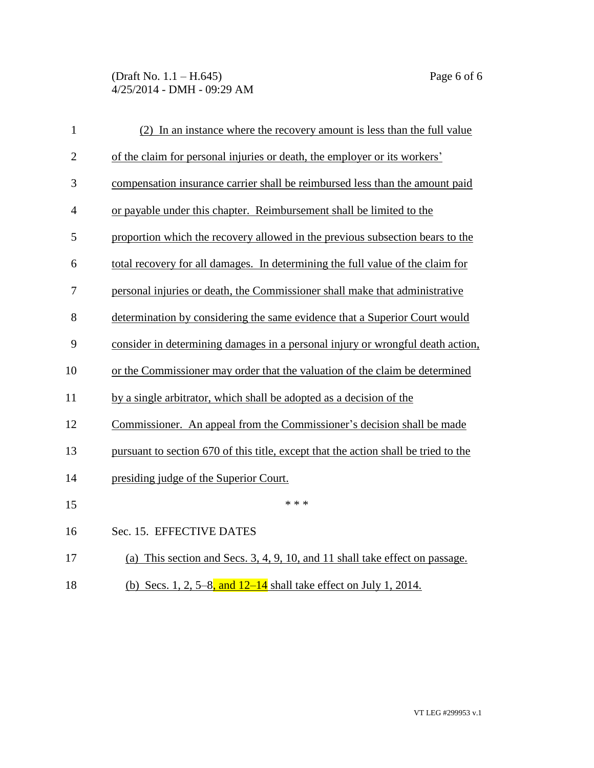(2) In an instance where the recovery amount is less than the full value of the claim for personal injuries or death, the employer or its workers' compensation insurance carrier shall be reimbursed less than the amount paid or payable under this chapter. Reimbursement shall be limited to the proportion which the recovery allowed in the previous subsection bears to the total recovery for all damages. In determining the full value of the claim for personal injuries or death, the Commissioner shall make that administrative determination by considering the same evidence that a Superior Court would consider in determining damages in a personal injury or wrongful death action, or the Commissioner may order that the valuation of the claim be determined by a single arbitrator, which shall be adopted as a decision of the Commissioner. An appeal from the Commissioner's decision shall be made pursuant to section 670 of this title, except that the action shall be tried to the presiding judge of the Superior Court.

* * *

Sec. 15. EFFECTIVE DATES

(a) This section and Secs. 3, 4, 9, 10, and 11 shall take effect on passage.

(b) Secs. 1, 2, 5–8, and 12–14 shall take effect on July 1, 2014.